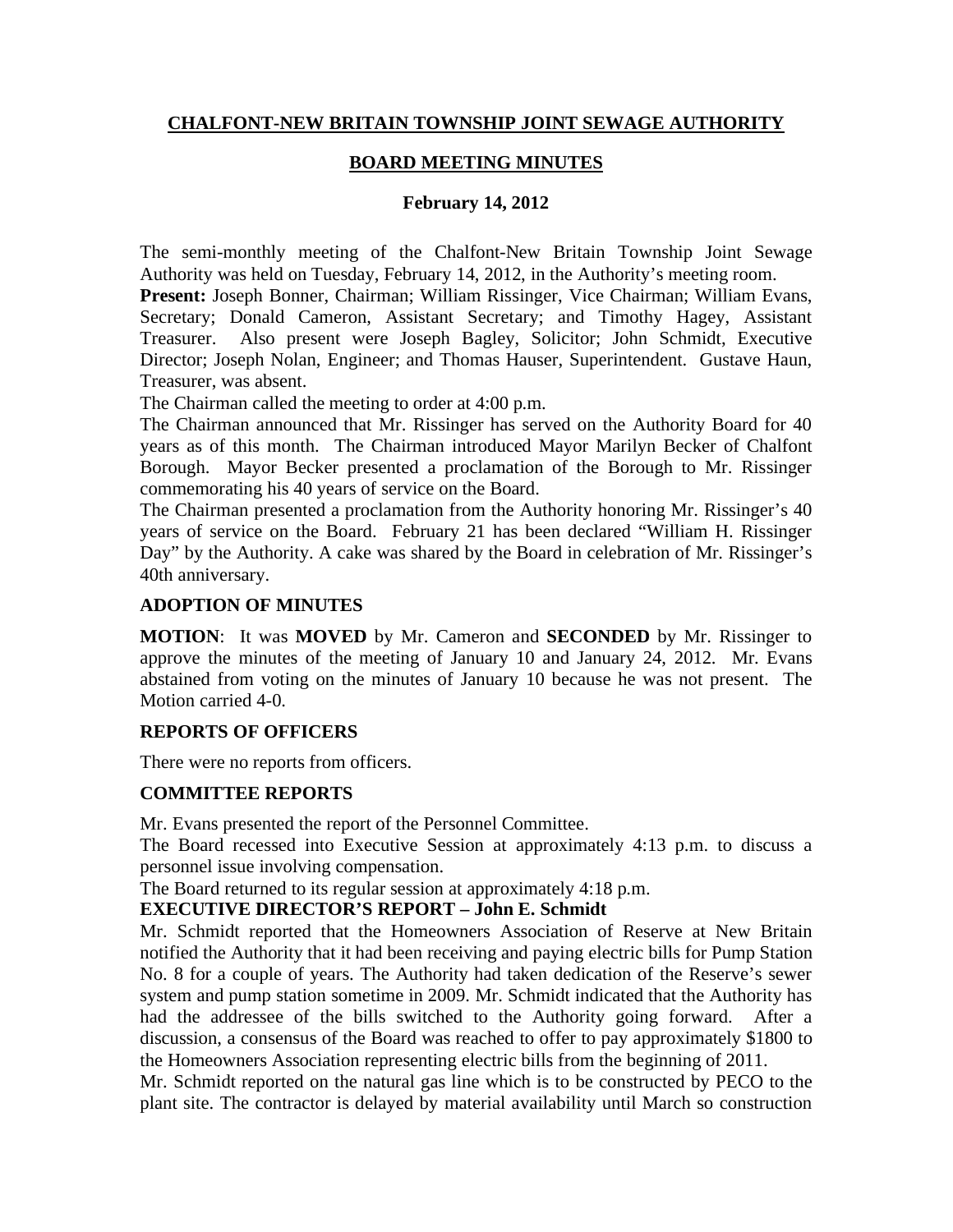# CHALFONT-NEW BRITAIN TOWNSHIP JOINT SEWAGE AUTHORITY

## BOARD MEETING MINUTES

### February 14, 2012

The semi-monthly meeting of the Chalfont-New Britain Township Joint Sewage Authority was held on Tuesday, February 14, 2012, in the Authority's meeting room.

**Present:** Joseph Bonner, Chairman; William Rissinger, Vice Chairman; William Evans, Secretary; Donald Cameron, Assistant Secretary; and Timothy Hagey, Assistant Treasurer. Also present were Joseph Bagley, Solicitor; John Schmidt, Executive Director; Joseph Nolan, Engineer; and Thomas Hauser, Superintendent. Gustave Haun, Treasurer, was absent.

The Chairman called the meeting to order at 4:00 p.m.

The Chairman announced that Mr. Rissinger has served on the Authority Board for 40 years as of this month. The Chairman introduced Mayor Marilyn Becker of Chalfont Borough. Mayor Becker presented a proclamation of the Borough to Mr. Rissinger commemorating his 40 years of service on the Board.

The Chairman presented a proclamation from the Authority honoring Mr. Rissinger's 40 years of service on the Board. February 21 has been declared "William H. Rissinger Day" by the Authority. A cake was shared by the Board in celebration of Mr. Rissinger's 40th anniversary.

### ADOPTION OF MINUTES

**MOTION**: It was **MOVED** by Mr. Cameron and **SECONDED** by Mr. Rissinger to approve the minutes of the meeting of January 10 and January 24, 2012. Mr. Evans abstained from voting on the minutes of January 10 because he was not present. The Motion carried 4-0.

### REPORTS OF OFFICERS

There were no reports from officers.

### COMMITTEE REPORTS

Mr. Evans presented the report of the Personnel Committee.

The Board recessed into Executive Session at approximately 4:13 p.m. to discuss a personnel issue involving compensation.

The Board returned to its regular session at approximately 4:18 p.m.

### EXECUTIVE DIRECTOR'S REPORT – John E. Schmidt

Mr. Schmidt reported that the Homeowners Association of Reserve at New Britain notified the Authority that it had been receiving and paying electric bills for Pump Station No. 8 for a couple of years. The Authority had taken dedication of the Reserve's sewer system and pump station sometime in 2009. Mr. Schmidt indicated that the Authority has had the addressee of the bills switched to the Authority going forward. After a discussion, a consensus of the Board was reached to offer to pay approximately $1800 to the Homeowners Association representing electric bills from the beginning of 2011.

Mr. Schmidt reported on the natural gas line which is to be constructed by PECO to the plant site. The contractor is delayed by material availability until March so construction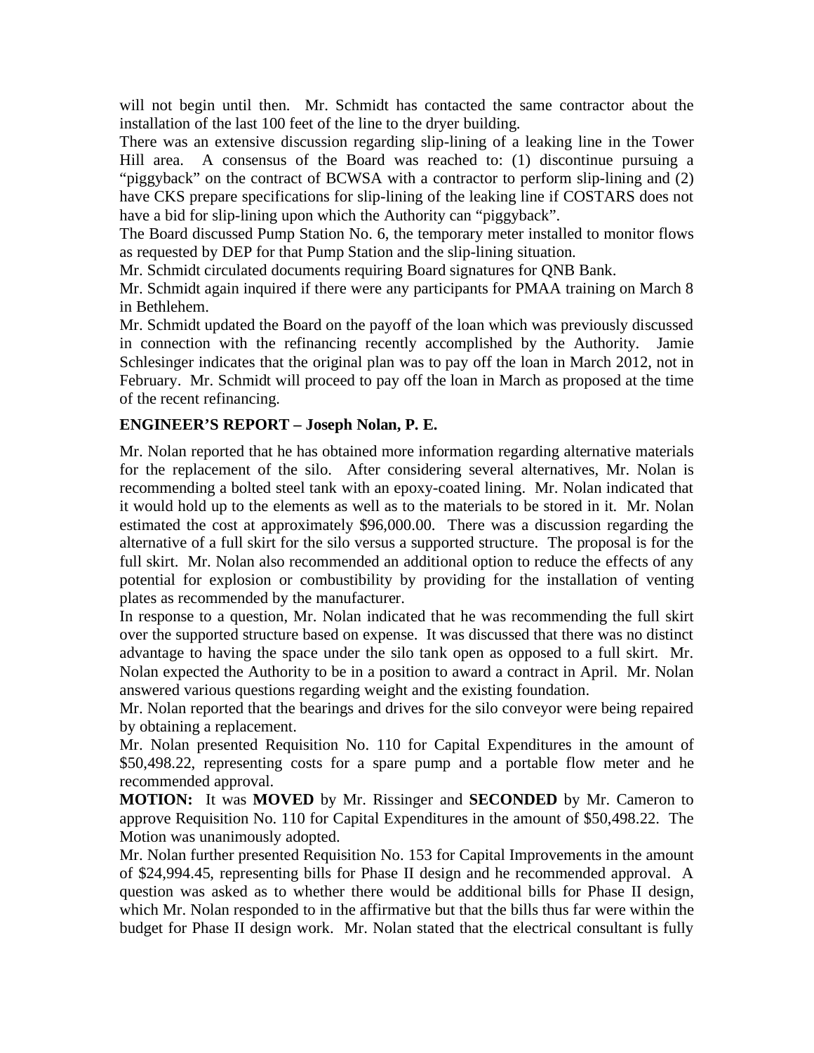will not begin until then. Mr. Schmidt has contacted the same contractor about the installation of the last 100 feet of the line to the dryer building.

There was an extensive discussion regarding slip-lining of a leaking line in the Tower Hill area. A consensus of the Board was reached to: (1) discontinue pursuing a "piggyback" on the contract of BCWSA with a contractor to perform slip-lining and (2) have CKS prepare specifications for slip-lining of the leaking line if COSTARS does not have a bid for slip-lining upon which the Authority can "piggyback".

The Board discussed Pump Station No. 6, the temporary meter installed to monitor flows as requested by DEP for that Pump Station and the slip-lining situation.

Mr. Schmidt circulated documents requiring Board signatures for QNB Bank.

Mr. Schmidt again inquired if there were any participants for PMAA training on March 8 in Bethlehem.

Mr. Schmidt updated the Board on the payoff of the loan which was previously discussed in connection with the refinancing recently accomplished by the Authority. Jamie Schlesinger indicates that the original plan was to pay off the loan in March 2012, not in February. Mr. Schmidt will proceed to pay off the loan in March as proposed at the time of the recent refinancing.

## ENGINEER'S REPORT – Joseph Nolan, P. E.

Mr. Nolan reported that he has obtained more information regarding alternative materials for the replacement of the silo. After considering several alternatives, Mr. Nolan is recommending a bolted steel tank with an epoxy-coated lining. Mr. Nolan indicated that it would hold up to the elements as well as to the materials to be stored in it. Mr. Nolan estimated the cost at approximately $96,000.00. There was a discussion regarding the alternative of a full skirt for the silo versus a supported structure. The proposal is for the full skirt. Mr. Nolan also recommended an additional option to reduce the effects of any potential for explosion or combustibility by providing for the installation of venting plates as recommended by the manufacturer.

In response to a question, Mr. Nolan indicated that he was recommending the full skirt over the supported structure based on expense. It was discussed that there was no distinct advantage to having the space under the silo tank open as opposed to a full skirt. Mr. Nolan expected the Authority to be in a position to award a contract in April. Mr. Nolan answered various questions regarding weight and the existing foundation.

Mr. Nolan reported that the bearings and drives for the silo conveyor were being repaired by obtaining a replacement.

Mr. Nolan presented Requisition No. 110 for Capital Expenditures in the amount of $50,498.22, representing costs for a spare pump and a portable flow meter and he recommended approval.

**MOTION:** It was **MOVED** by Mr. Rissinger and **SECONDED** by Mr. Cameron to approve Requisition No. 110 for Capital Expenditures in the amount of $50,498.22. The Motion was unanimously adopted.

Mr. Nolan further presented Requisition No. 153 for Capital Improvements in the amount of $24,994.45, representing bills for Phase II design and he recommended approval. A question was asked as to whether there would be additional bills for Phase II design, which Mr. Nolan responded to in the affirmative but that the bills thus far were within the budget for Phase II design work. Mr. Nolan stated that the electrical consultant is fully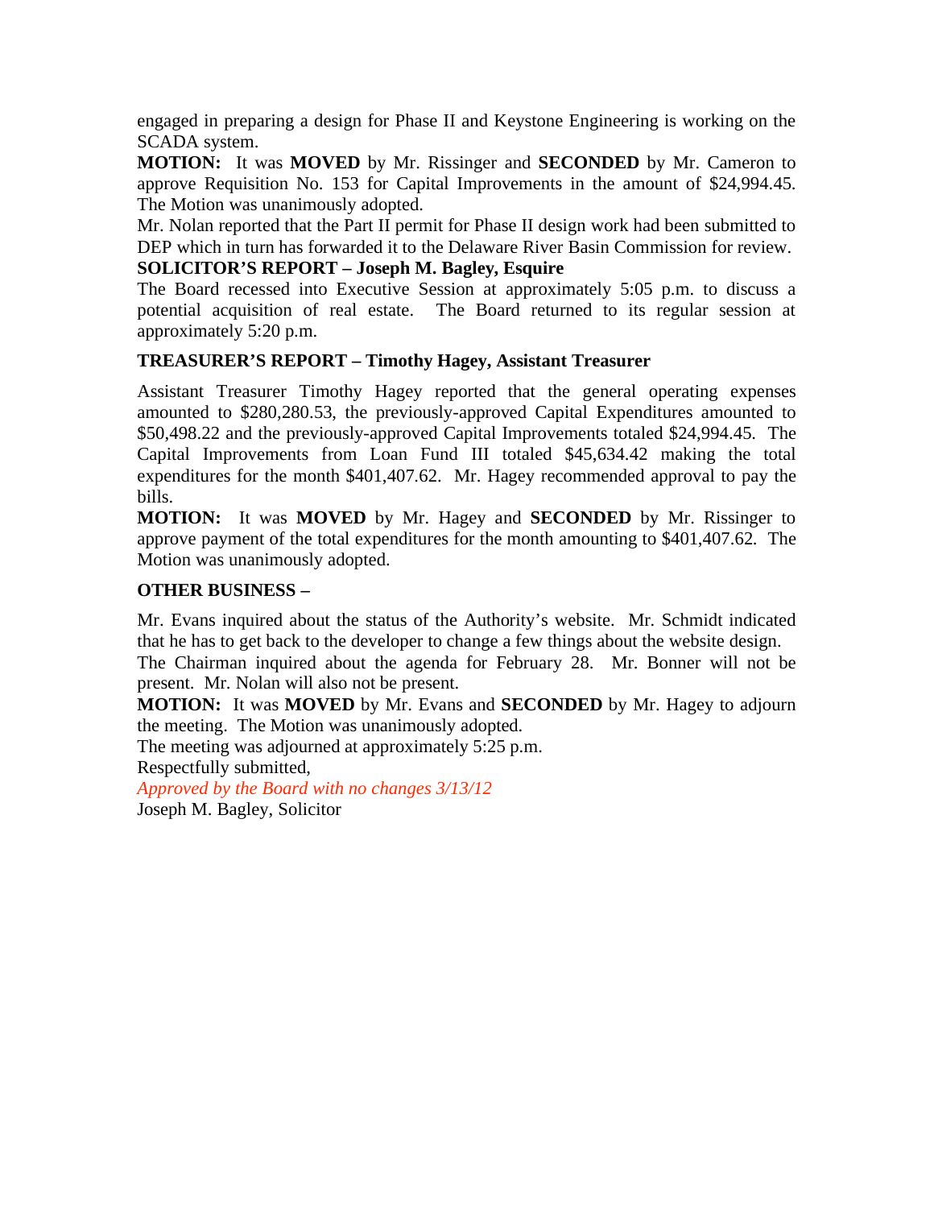engaged in preparing a design for Phase II and Keystone Engineering is working on the SCADA system.

**MOTION:** It was **MOVED** by Mr. Rissinger and **SECONDED** by Mr. Cameron to approve Requisition No. 153 for Capital Improvements in the amount of $24,994.45. The Motion was unanimously adopted.

Mr. Nolan reported that the Part II permit for Phase II design work had been submitted to DEP which in turn has forwarded it to the Delaware River Basin Commission for review.

**SOLICITOR'S REPORT – Joseph M. Bagley, Esquire**

The Board recessed into Executive Session at approximately 5:05 p.m. to discuss a potential acquisition of real estate. The Board returned to its regular session at approximately 5:20 p.m.

**TREASURER'S REPORT – Timothy Hagey, Assistant Treasurer**

Assistant Treasurer Timothy Hagey reported that the general operating expenses amounted to $280,280.53, the previously-approved Capital Expenditures amounted to $50,498.22 and the previously-approved Capital Improvements totaled $24,994.45. The Capital Improvements from Loan Fund III totaled $45,634.42 making the total expenditures for the month $401,407.62. Mr. Hagey recommended approval to pay the bills.

**MOTION:** It was **MOVED** by Mr. Hagey and **SECONDED** by Mr. Rissinger to approve payment of the total expenditures for the month amounting to $401,407.62. The Motion was unanimously adopted.

**OTHER BUSINESS –**

Mr. Evans inquired about the status of the Authority's website. Mr. Schmidt indicated that he has to get back to the developer to change a few things about the website design.

The Chairman inquired about the agenda for February 28. Mr. Bonner will not be present. Mr. Nolan will also not be present.

**MOTION:** It was **MOVED** by Mr. Evans and **SECONDED** by Mr. Hagey to adjourn the meeting. The Motion was unanimously adopted.

The meeting was adjourned at approximately 5:25 p.m.

Respectfully submitted,

*Approved by the Board with no changes 3/13/12*

Joseph M. Bagley, Solicitor